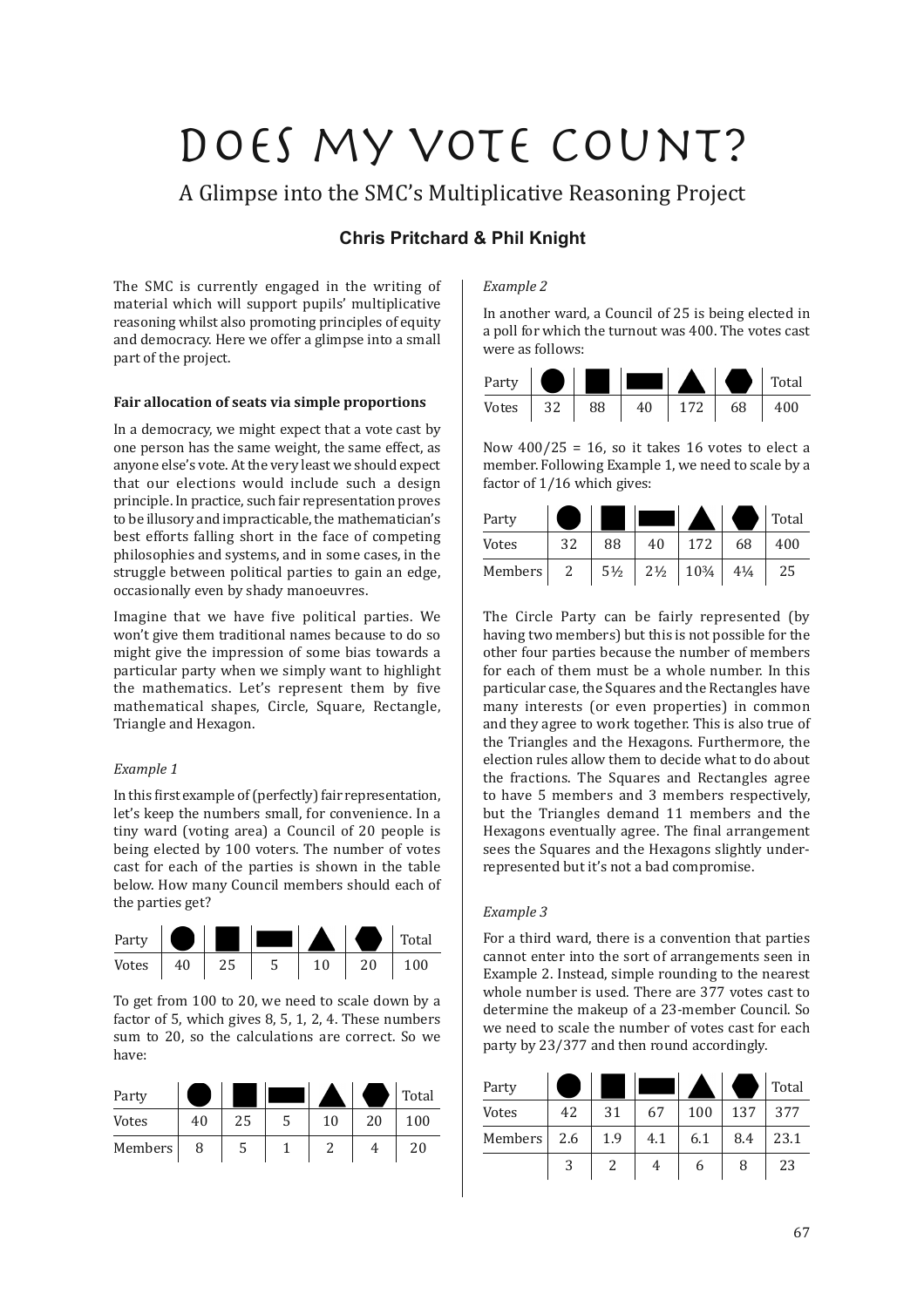# DOES MY VOTE COUNT?

## A Glimpse into the SMC's Multiplicative Reasoning Project

**Chris Pritchard & Phil Knight**

The SMC is currently engaged in the writing of material which will support pupils' multiplicative reasoning whilst also promoting principles of equity and democracy. Here we offer a glimpse into a small part of the project.

**Fair allocation of seats via simple proportions**

In a democracy, we might expect that a vote cast by one person has the same weight, the same effect, as anyone else's vote. At the very least we should expect that our elections would include such a design principle. In practice, such fair representation proves to be illusory and impracticable, the mathematician's best efforts falling short in the face of competing philosophies and systems, and in some cases, in the struggle between political parties to gain an edge, occasionally even by shady manoeuvres.

Imagine that we have five political parties. We won't give them traditional names because to do so might give the impression of some bias towards a particular party when we simply want to highlight the mathematics. Let's represent them by five mathematical shapes, Circle, Square, Rectangle, Triangle and Hexagon.

*Example 1*

In this first example of (perfectly) fair representation, let's keep the numbers small, for convenience. In a tiny ward (voting area) a Council of 20 people is being elected by 100 voters. The number of votes cast for each of the parties is shown in the table below. How many Council members should each of the parties get?

| Party | ● | ■ | ▬ | ▲ | ⬢ | Total |
|---|---|---|---|---|---|---|
| Votes | 40 | 25 | 5 | 10 | 20 | 100 |

To get from 100 to 20, we need to scale down by a factor of 5, which gives 8, 5, 1, 2, 4. These numbers sum to 20, so the calculations are correct. So we have:

| Party | ● | ■ | ▬ | ▲ | ⬢ | Total |
|---|---|---|---|---|---|---|
| Votes | 40 | 25 | 5 | 10 | 20 | 100 |
| Members | 8 | 5 | 1 | 2 | 4 | 20 |

*Example 2*

In another ward, a Council of 25 is being elected in a poll for which the turnout was 400. The votes cast were as follows:

| Party | ● | ■ | ▬ | ▲ | ⬢ | Total |
|---|---|---|---|---|---|---|
| Votes | 32 | 88 | 40 | 172 | 68 | 400 |

Now $400/25 = 16$, so it takes 16 votes to elect a member. Following Example 1, we need to scale by a factor of $1/16$ which gives:

| Party | ● | ■ | ▬ | ▲ | ⬢ | Total |
|---|---|---|---|---|---|---|
| Votes | 32 | 88 | 40 | 172 | 68 | 400 |
| Members | 2 | 5½ | 2½ | 10¾ | 4¼ | 25 |

The Circle Party can be fairly represented (by having two members) but this is not possible for the other four parties because the number of members for each of them must be a whole number. In this particular case, the Squares and the Rectangles have many interests (or even properties) in common and they agree to work together. This is also true of the Triangles and the Hexagons. Furthermore, the election rules allow them to decide what to do about the fractions. The Squares and Rectangles agree to have 5 members and 3 members respectively, but the Triangles demand 11 members and the Hexagons eventually agree. The final arrangement sees the Squares and the Hexagons slightly under-represented but it's not a bad compromise.

*Example 3*

For a third ward, there is a convention that parties cannot enter into the sort of arrangements seen in Example 2. Instead, simple rounding to the nearest whole number is used. There are 377 votes cast to determine the makeup of a 23-member Council. So we need to scale the number of votes cast for each party by 23/377 and then round accordingly.

| Party | ● | ■ | ▬ | ▲ | ⬢ | Total |
|---|---|---|---|---|---|---|
| Votes | 42 | 31 | 67 | 100 | 137 | 377 |
| Members | 2.6 | 1.9 | 4.1 | 6.1 | 8.4 | 23.1 |
| | 3 | 2 | 4 | 6 | 8 | 23 |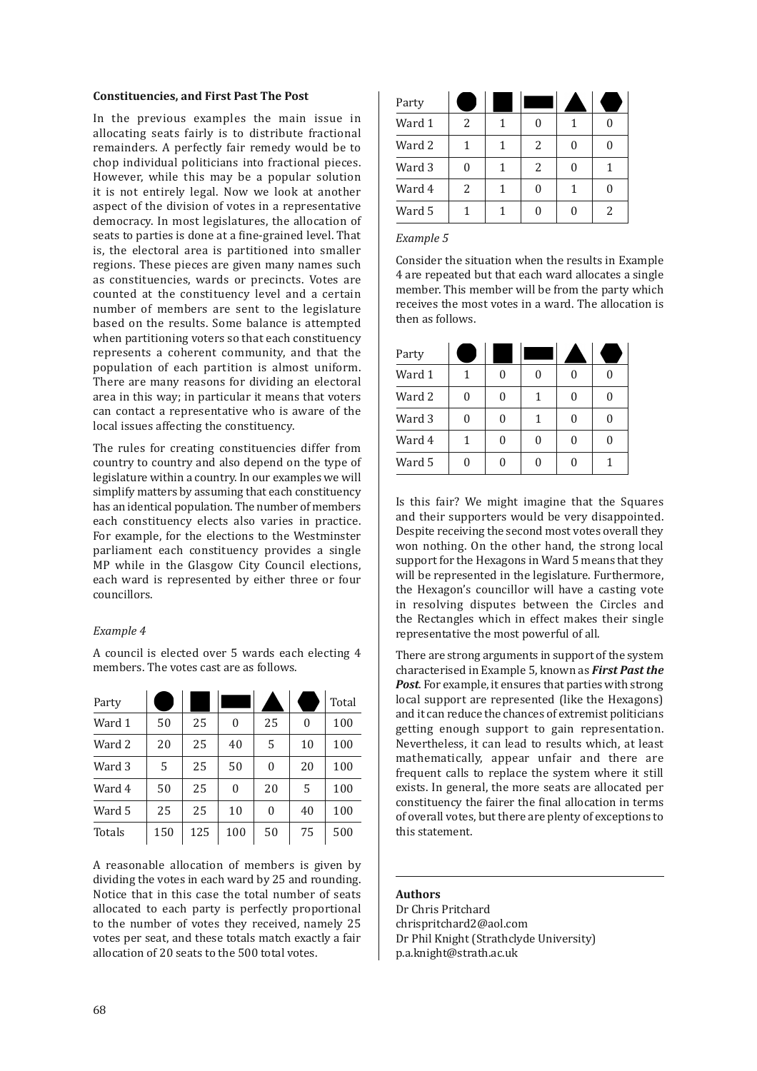### Constituencies, and First Past The Post

In the previous examples the main issue in allocating seats fairly is to distribute fractional remainders. A perfectly fair remedy would be to chop individual politicians into fractional pieces. However, while this may be a popular solution it is not entirely legal. Now we look at another aspect of the division of votes in a representative democracy. In most legislatures, the allocation of seats to parties is done at a fine-grained level. That is, the electoral area is partitioned into smaller regions. These pieces are given many names such as constituencies, wards or precincts. Votes are counted at the constituency level and a certain number of members are sent to the legislature based on the results. Some balance is attempted when partitioning voters so that each constituency represents a coherent community, and that the population of each partition is almost uniform. There are many reasons for dividing an electoral area in this way; in particular it means that voters can contact a representative who is aware of the local issues affecting the constituency.

The rules for creating constituencies differ from country to country and also depend on the type of legislature within a country. In our examples we will simplify matters by assuming that each constituency has an identical population. The number of members each constituency elects also varies in practice. For example, for the elections to the Westminster parliament each constituency provides a single MP while in the Glasgow City Council elections, each ward is represented by either three or four councillors.

*Example 4*

A council is elected over 5 wards each electing 4 members. The votes cast are as follows.

| Party | ● | ■ | ▬ | ▲ | ⬢ | Total |
|---|---|---|---|---|---|---|
| Ward 1 | 50 | 25 | 0 | 25 | 0 | 100 |
| Ward 2 | 20 | 25 | 40 | 5 | 10 | 100 |
| Ward 3 | 5 | 25 | 50 | 0 | 20 | 100 |
| Ward 4 | 50 | 25 | 0 | 20 | 5 | 100 |
| Ward 5 | 25 | 25 | 10 | 0 | 40 | 100 |
| Totals | 150 | 125 | 100 | 50 | 75 | 500 |

A reasonable allocation of members is given by dividing the votes in each ward by 25 and rounding. Notice that in this case the total number of seats allocated to each party is perfectly proportional to the number of votes they received, namely 25 votes per seat, and these totals match exactly a fair allocation of 20 seats to the 500 total votes.

| Party | ● | ■ | ▬ | ▲ | ⬢ |
|---|---|---|---|---|---|
| Ward 1 | 2 | 1 | 0 | 1 | 0 |
| Ward 2 | 1 | 1 | 2 | 0 | 0 |
| Ward 3 | 0 | 1 | 2 | 0 | 1 |
| Ward 4 | 2 | 1 | 0 | 1 | 0 |
| Ward 5 | 1 | 1 | 0 | 0 | 2 |

*Example 5*

Consider the situation when the results in Example 4 are repeated but that each ward allocates a single member. This member will be from the party which receives the most votes in a ward. The allocation is then as follows.

| Party | ● | ■ | ▬ | ▲ | ⬢ |
|---|---|---|---|---|---|
| Ward 1 | 1 | 0 | 0 | 0 | 0 |
| Ward 2 | 0 | 0 | 1 | 0 | 0 |
| Ward 3 | 0 | 0 | 1 | 0 | 0 |
| Ward 4 | 1 | 0 | 0 | 0 | 0 |
| Ward 5 | 0 | 0 | 0 | 0 | 1 |

Is this fair? We might imagine that the Squares and their supporters would be very disappointed. Despite receiving the second most votes overall they won nothing. On the other hand, the strong local support for the Hexagons in Ward 5 means that they will be represented in the legislature. Furthermore, the Hexagon's councillor will have a casting vote in resolving disputes between the Circles and the Rectangles which in effect makes their single representative the most powerful of all.

There are strong arguments in support of the system characterised in Example 5, known as ***First Past the Post***. For example, it ensures that parties with strong local support are represented (like the Hexagons) and it can reduce the chances of extremist politicians getting enough support to gain representation. Nevertheless, it can lead to results which, at least mathematically, appear unfair and there are frequent calls to replace the system where it still exists. In general, the more seats are allocated per constituency the fairer the final allocation in terms of overall votes, but there are plenty of exceptions to this statement.

---

**Authors**
Dr Chris Pritchard
chrispritchard2@aol.com
Dr Phil Knight (Strathclyde University)
p.a.knight@strath.ac.uk